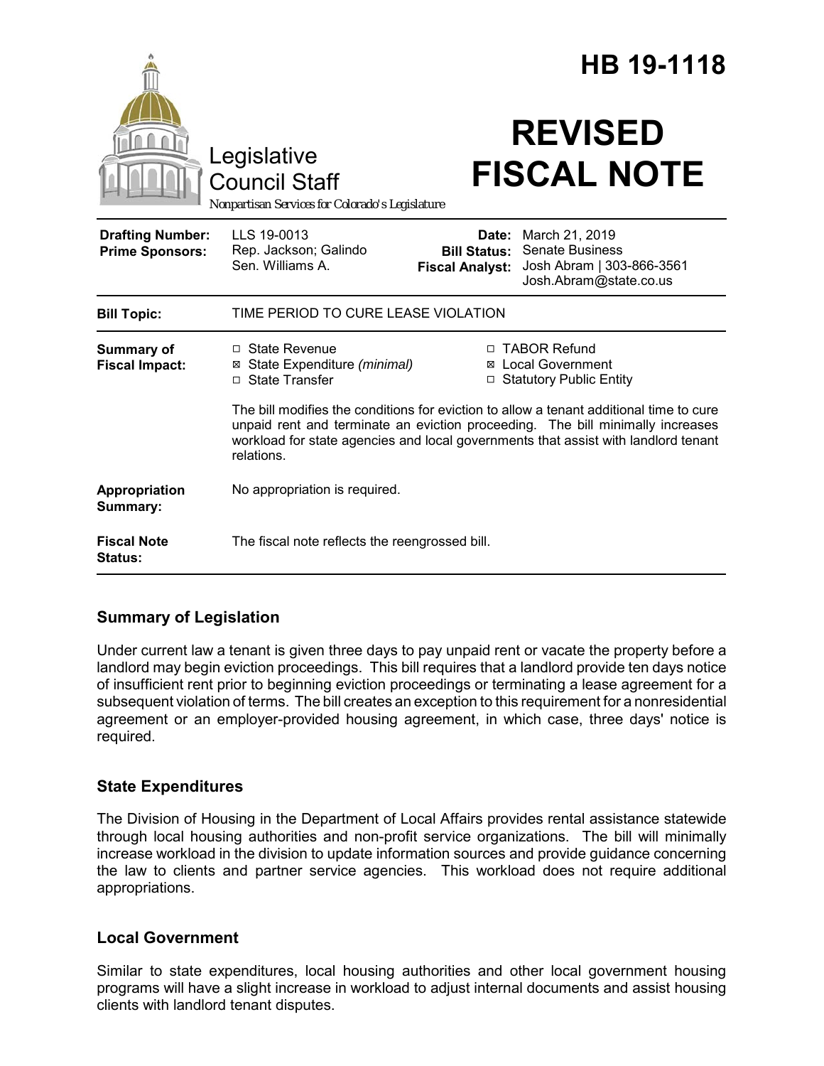# HB 19-1118

Legislative Council Staff

*Nonpartisan Services for Colorado's Legislature*

# REVISED FISCAL NOTE

| | | | |
|---|---|---|---|
| **Drafting Number:** | LLS 19-0013 | **Date:** | March 21, 2019 |
| **Prime Sponsors:** | Rep. Jackson; Galindo<br>Sen. Williams A. | **Bill Status:** | Senate Business |
| | | **Fiscal Analyst:** | Josh Abram \| 303-866-3561<br>Josh.Abram@state.co.us |

| | |
|---|---|
| **Bill Topic:** | TIME PERIOD TO CURE LEASE VIOLATION |
| **Summary of Fiscal Impact:** | ☐ State Revenue<br>☒ State Expenditure *(minimal)*<br>☐ State Transfer<br>☐ TABOR Refund<br>☒ Local Government<br>☐ Statutory Public Entity<br><br>The bill modifies the conditions for eviction to allow a tenant additional time to cure unpaid rent and terminate an eviction proceeding. The bill minimally increases workload for state agencies and local governments that assist with landlord tenant relations. |
| **Appropriation Summary:** | No appropriation is required. |
| **Fiscal Note Status:** | The fiscal note reflects the reengrossed bill. |

## Summary of Legislation

Under current law a tenant is given three days to pay unpaid rent or vacate the property before a landlord may begin eviction proceedings. This bill requires that a landlord provide ten days notice of insufficient rent prior to beginning eviction proceedings or terminating a lease agreement for a subsequent violation of terms. The bill creates an exception to this requirement for a nonresidential agreement or an employer-provided housing agreement, in which case, three days' notice is required.

## State Expenditures

The Division of Housing in the Department of Local Affairs provides rental assistance statewide through local housing authorities and non-profit service organizations. The bill will minimally increase workload in the division to update information sources and provide guidance concerning the law to clients and partner service agencies. This workload does not require additional appropriations.

## Local Government

Similar to state expenditures, local housing authorities and other local government housing programs will have a slight increase in workload to adjust internal documents and assist housing clients with landlord tenant disputes.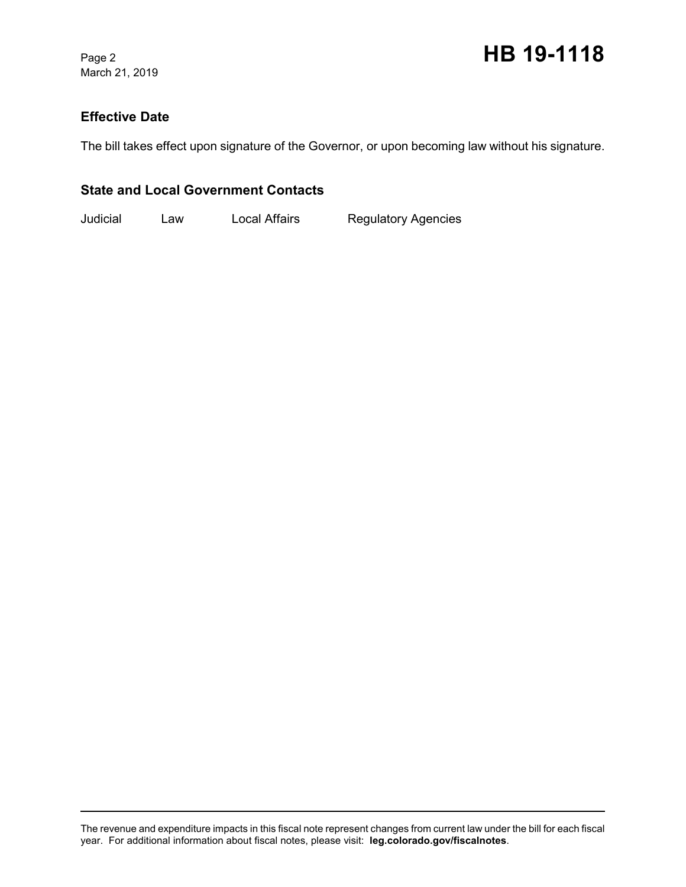## Effective Date

The bill takes effect upon signature of the Governor, or upon becoming law without his signature.

## State and Local Government Contacts

Judicial	Law	Local Affairs	Regulatory Agencies

The revenue and expenditure impacts in this fiscal note represent changes from current law under the bill for each fiscal year. For additional information about fiscal notes, please visit: **leg.colorado.gov/fiscalnotes**.